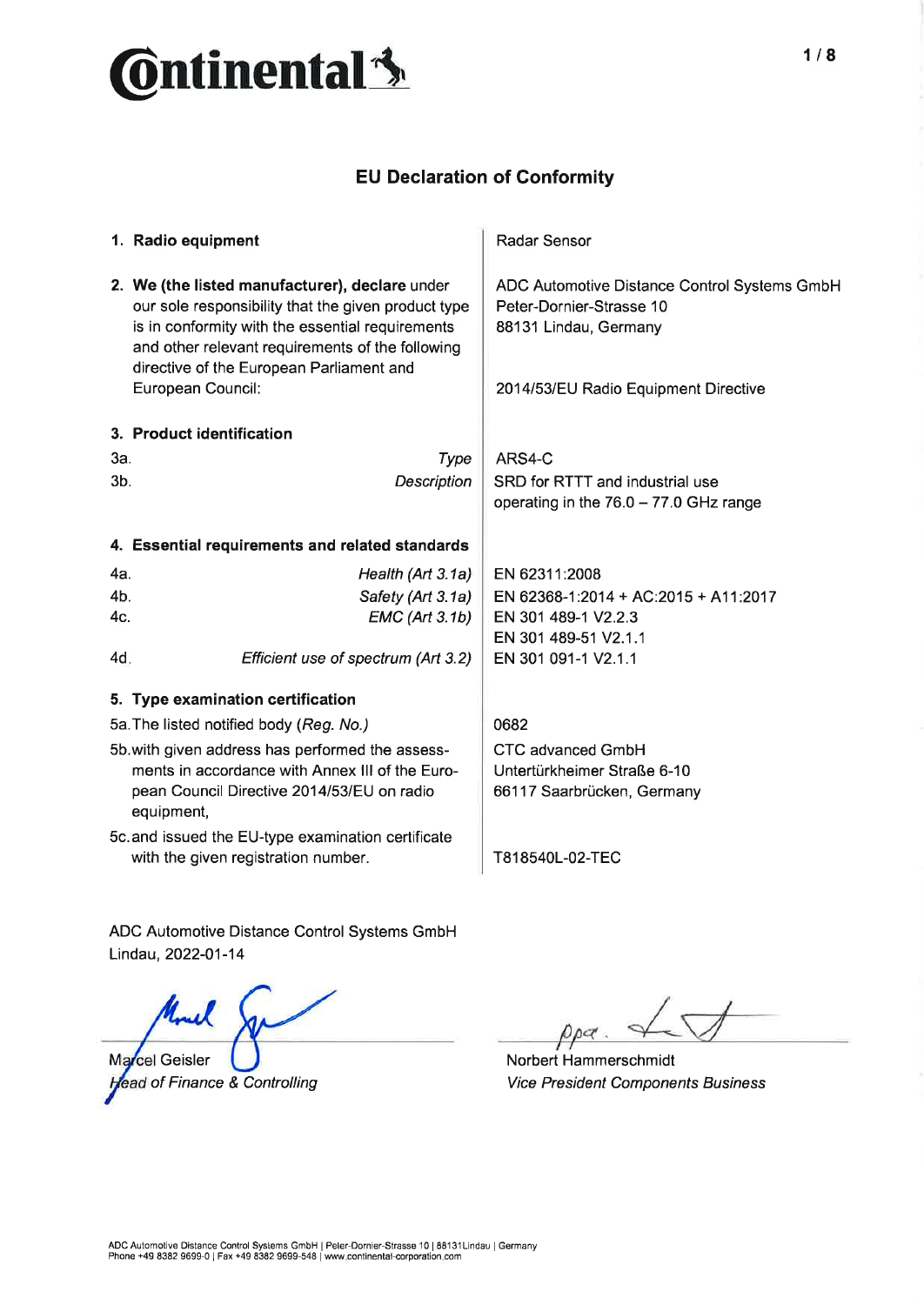Continental

# EU Declaration of Conformity

| | |
|---|---|
| **1. Radio equipment** | Radar Sensor |
| **2. We (the listed manufacturer), declare** under our sole responsibility that the given product type is in conformity with the essential requirements and other relevant requirements of the following directive of the European Parliament and European Council: | ADC Automotive Distance Control Systems GmbH<br>Peter-Dornier-Strasse 10<br>88131 Lindau, Germany<br><br>2014/53/EU Radio Equipment Directive |
| **3. Product identification** | |
| 3a. *Type* | ARS4-C |
| 3b. *Description* | SRD for RTTT and industrial use operating in the 76.0 – 77.0 GHz range |
| **4. Essential requirements and related standards** | |
| 4a. *Health (Art 3.1a)* | EN 62311:2008 |
| 4b. *Safety (Art 3.1a)* | EN 62368-1:2014 + AC:2015 + A11:2017 |
| 4c. *EMC (Art 3.1b)* | EN 301 489-1 V2.2.3<br>EN 301 489-51 V2.1.1 |
| 4d. *Efficient use of spectrum (Art 3.2)* | EN 301 091-1 V2.1.1 |
| **5. Type examination certification** | |
| 5a. The listed notified body (*Reg. No.*) | 0682 |
| 5b. with given address has performed the assessments in accordance with Annex III of the European Council Directive 2014/53/EU on radio equipment, | CTC advanced GmbH<br>Untertürkheimer Straße 6-10<br>66117 Saarbrücken, Germany |
| 5c. and issued the EU-type examination certificate with the given registration number. | T818540L-02-TEC |

ADC Automotive Distance Control Systems GmbH
Lindau, 2022-01-14

Marcel Geisler
*Head of Finance & Controlling*

ppa.
Norbert Hammerschmidt
*Vice President Components Business*

ADC Automotive Distance Control Systems GmbH | Peter-Dornier-Strasse 10 | 88131 Lindau | Germany
Phone +49 8382 9699-0 | Fax +49 8382 9699-548 | www.continental-corporation.com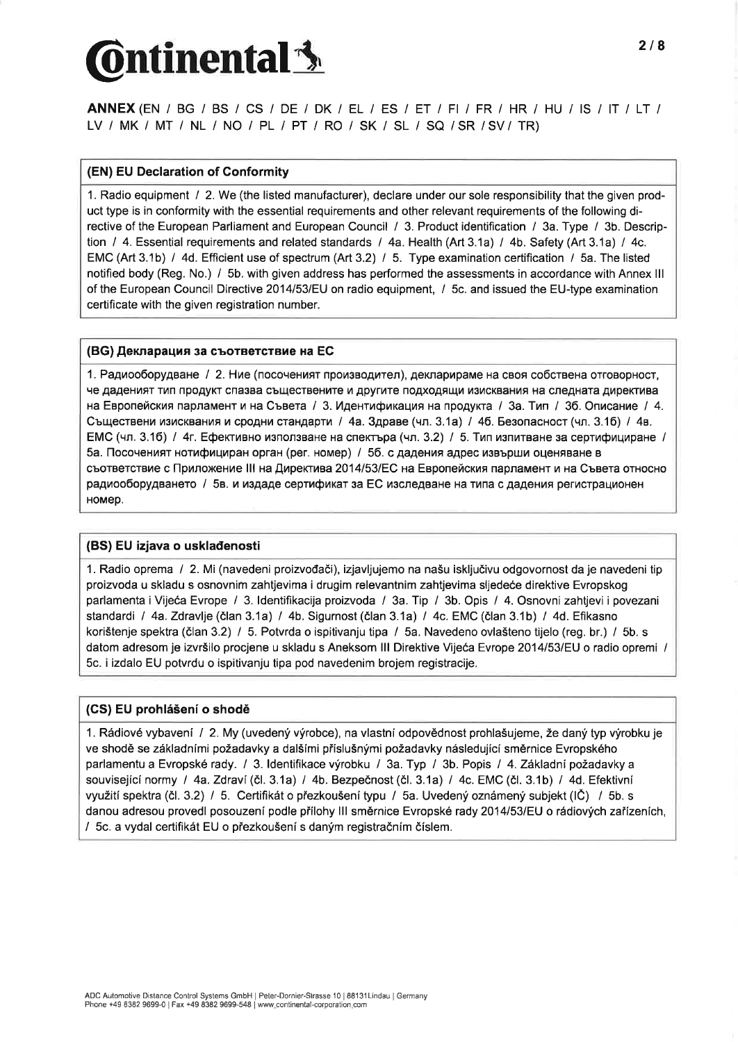**ANNEX** (EN / BG / BS / CS / DE / DK / EL / ES / ET / FI / FR / HR / HU / IS / IT / LT / LV / MK / MT / NL / NO / PL / PT / RO / SK / SL / SQ / SR / SV / TR)

### (EN) EU Declaration of Conformity

1. Radio equipment / 2. We (the listed manufacturer), declare under our sole responsibility that the given product type is in conformity with the essential requirements and other relevant requirements of the following directive of the European Parliament and European Council / 3. Product identification / 3a. Type / 3b. Description / 4. Essential requirements and related standards / 4a. Health (Art 3.1a) / 4b. Safety (Art 3.1a) / 4c. EMC (Art 3.1b) / 4d. Efficient use of spectrum (Art 3.2) / 5. Type examination certification / 5a. The listed notified body (Reg. No.) / 5b. with given address has performed the assessments in accordance with Annex III of the European Council Directive 2014/53/EU on radio equipment, / 5c. and issued the EU-type examination certificate with the given registration number.

### (BG) Декларация за съответствие на ЕС

1. Радиооборудване / 2. Ние (посоченият производител), декларираме на своя собствена отговорност, че даденият тип продукт спазва съществените и другите подходящи изисквания на следната директива на Европейския парламент и на Съвета / 3. Идентификация на продукта / 3а. Тип / 3б. Описание / 4. Съществени изисквания и сродни стандарти / 4а. Здраве (чл. 3.1а) / 4б. Безопасност (чл. 3.1б) / 4в. ЕМС (чл. 3.1б) / 4г. Ефективно използване на спектъра (чл. 3.2) / 5. Тип изпитване за сертифициране / 5а. Посоченият нотифициран орган (рег. номер) / 5б. с дадения адрес извърши оценяване в съответствие с Приложение III на Директива 2014/53/ЕС на Европейския парламент и на Съвета относно радиооборудването / 5в. и издаде сертификат за ЕС изследване на типа с дадения регистрационен номер.

### (BS) EU izjava o usklađenosti

1. Radio oprema / 2. Mi (navedeni proizvođači), izjavljujemo na našu isključivu odgovornost da je navedeni tip proizvoda u skladu s osnovnim zahtjevima i drugim relevantnim zahtjevima sljedeće direktive Evropskog parlamenta i Vijeća Evrope / 3. Identifikacija proizvoda / 3a. Tip / 3b. Opis / 4. Osnovni zahtjevi i povezani standardi / 4a. Zdravlje (član 3.1a) / 4b. Sigurnost (član 3.1a) / 4c. EMC (član 3.1b) / 4d. Efikasno korištenje spektra (član 3.2) / 5. Potvrda o ispitivanju tipa / 5a. Navedeno ovlašteno tijelo (reg. br.) / 5b. s datom adresom je izvršilo procjene u skladu s Aneksom III Direktive Vijeća Evrope 2014/53/EU o radio opremi / 5c. i izdalo EU potvrdu o ispitivanju tipa pod navedenim brojem registracije.

### (CS) EU prohlášení o shodě

1. Rádiové vybavení / 2. My (uvedený výrobce), na vlastní odpovědnost prohlašujeme, že daný typ výrobku je ve shodě se základními požadavky a dalšími příslušnými požadavky následující směrnice Evropského parlamentu a Evropské rady. / 3. Identifikace výrobku / 3a. Typ / 3b. Popis / 4. Základní požadavky a související normy / 4a. Zdraví (čl. 3.1a) / 4b. Bezpečnost (čl. 3.1a) / 4c. EMC (čl. 3.1b) / 4d. Efektivní využití spektra (čl. 3.2) / 5. Certifikát o přezkoušení typu / 5a. Uvedený oznámený subjekt (IČ) / 5b. s danou adresou provedl posouzení podle přílohy III směrnice Evropské rady 2014/53/EU o rádiových zařízeních, / 5c. a vydal certifikát EU o přezkoušení s daným registračním číslem.

ADC Automotive Distance Control Systems GmbH | Peter-Dornier-Strasse 10 | 88131 Lindau | Germany
Phone +49 8382 9699-0 | Fax +49 8382 9699-548 | www.continental-corporation.com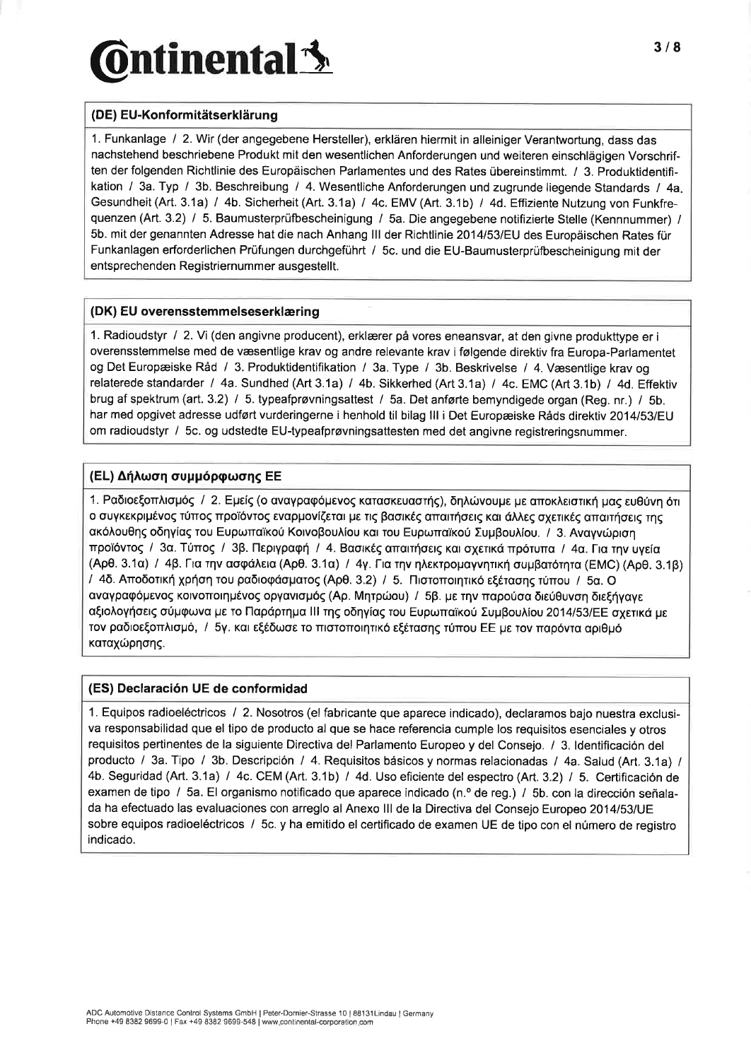## (DE) EU-Konformitätserklärung

1. Funkanlage / 2. Wir (der angegebene Hersteller), erklären hiermit in alleiniger Verantwortung, dass das nachstehend beschriebene Produkt mit den wesentlichen Anforderungen und weiteren einschlägigen Vorschriften der folgenden Richtlinie des Europäischen Parlamentes und des Rates übereinstimmt. / 3. Produktidentifikation / 3a. Typ / 3b. Beschreibung / 4. Wesentliche Anforderungen und zugrunde liegende Standards / 4a. Gesundheit (Art. 3.1a) / 4b. Sicherheit (Art. 3.1a) / 4c. EMV (Art. 3.1b) / 4d. Effiziente Nutzung von Funkfrequenzen (Art. 3.2) / 5. Baumusterprüfbescheinigung / 5a. Die angegebene notifizierte Stelle (Kennnummer) / 5b. mit der genannten Adresse hat die nach Anhang III der Richtlinie 2014/53/EU des Europäischen Rates für Funkanlagen erforderlichen Prüfungen durchgeführt / 5c. und die EU-Baumusterprüfbescheinigung mit der entsprechenden Registriernummer ausgestellt.

## (DK) EU overensstemmelseserklæring

1. Radioudstyr / 2. Vi (den angivne producent), erklærer på vores eneansvar, at den givne produkttype er i overensstemmelse med de væsentlige krav og andre relevante krav i følgende direktiv fra Europa-Parlamentet og Det Europæiske Råd / 3. Produktidentifikation / 3a. Type / 3b. Beskrivelse / 4. Væsentlige krav og relaterede standarder / 4a. Sundhed (Art 3.1a) / 4b. Sikkerhed (Art 3.1a) / 4c. EMC (Art 3.1b) / 4d. Effektiv brug af spektrum (art. 3.2) / 5. typeafprøvningsattest / 5a. Det anførte bemyndigede organ (Reg. nr.) / 5b. har med opgivet adresse udført vurderingerne i henhold til bilag III i Det Europæiske Råds direktiv 2014/53/EU om radioudstyr / 5c. og udstedte EU-typeafprøvningsattesten med det angivne registreringsnummer.

## (EL) Δήλωση συμμόρφωσης ΕΕ

1. Ραδιοεξοπλισμός / 2. Εμείς (ο αναγραφόμενος κατασκευαστής), δηλώνουμε με αποκλειστική μας ευθύνη ότι ο συγκεκριμένος τύπος προϊόντος εναρμονίζεται με τις βασικές απαιτήσεις και άλλες σχετικές απαιτήσεις της ακόλουθης οδηγίας του Ευρωπαϊκού Κοινοβουλίου και του Ευρωπαϊκού Συμβουλίου. / 3. Αναγνώριση προϊόντος / 3α. Τύπος / 3β. Περιγραφή / 4. Βασικές απαιτήσεις και σχετικά πρότυπα / 4α. Για την υγεία (Αρθ. 3.1α) / 4β. Για την ασφάλεια (Αρθ. 3.1α) / 4γ. Για την ηλεκτρομαγνητική συμβατότητα (EMC) (Αρθ. 3.1β) / 4δ. Αποδοτική χρήση του ραδιοφάσματος (Αρθ. 3.2) / 5. Πιστοποιητικό εξέτασης τύπου / 5α. Ο αναγραφόμενος κοινοποιημένος οργανισμός (Αρ. Μητρώου) / 5β. με την παρούσα διεύθυνση διεξήγαγε αξιολογήσεις σύμφωνα με το Παράρτημα III της οδηγίας του Ευρωπαϊκού Συμβουλίου 2014/53/ΕΕ σχετικά με τον ραδιοεξοπλισμό, / 5γ. και εξέδωσε το πιστοποιητικό εξέτασης τύπου ΕΕ με τον παρόντα αριθμό καταχώρησης.

## (ES) Declaración UE de conformidad

1. Equipos radioeléctricos / 2. Nosotros (el fabricante que aparece indicado), declaramos bajo nuestra exclusiva responsabilidad que el tipo de producto al que se hace referencia cumple los requisitos esenciales y otros requisitos pertinentes de la siguiente Directiva del Parlamento Europeo y del Consejo. / 3. Identificación del producto / 3a. Tipo / 3b. Descripción / 4. Requisitos básicos y normas relacionadas / 4a. Salud (Art. 3.1a) / 4b. Seguridad (Art. 3.1a) / 4c. CEM (Art. 3.1b) / 4d. Uso eficiente del espectro (Art. 3.2) / 5. Certificación de examen de tipo / 5a. El organismo notificado que aparece indicado (n.º de reg.) / 5b. con la dirección señalada ha efectuado las evaluaciones con arreglo al Anexo III de la Directiva del Consejo Europeo 2014/53/UE sobre equipos radioeléctricos / 5c. y ha emitido el certificado de examen UE de tipo con el número de registro indicado.

ADC Automotive Distance Control Systems GmbH | Peter-Dornier-Strasse 10 | 88131Lindau | Germany
Phone +49 8382 9699-0 | Fax +49 8382 9699-548 | www.continental-corporation.com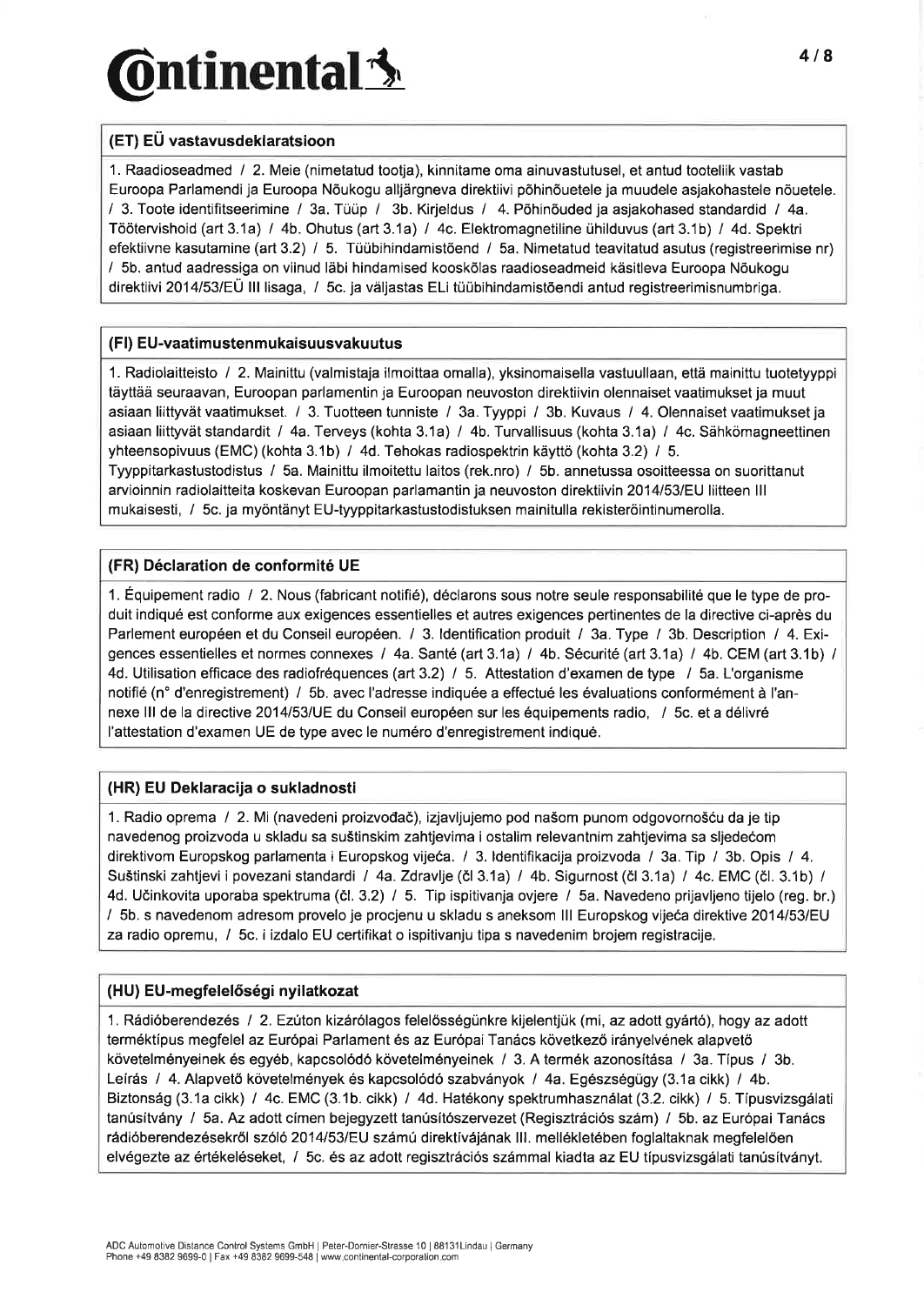## (ET) EÜ vastavusdeklaratsioon

1. Raadioseadmed / 2. Meie (nimetatud tootja), kinnitame oma ainuvastutusel, et antud tooteliik vastab Euroopa Parlamendi ja Euroopa Nõukogu alljärgneva direktiivi põhinõuetele ja muudele asjakohastele nõuetele. / 3. Toote identifitseerimine / 3a. Tüüp / 3b. Kirjeldus / 4. Põhinõuded ja asjakohased standardid / 4a. Töötervishoid (art 3.1a) / 4b. Ohutus (art 3.1a) / 4c. Elektromagnetiline ühilduvus (art 3.1b) / 4d. Spektri efektiivne kasutamine (art 3.2) / 5. Tüübihindamistõend / 5a. Nimetatud teavitatud asutus (registreerimise nr) / 5b. antud aadressiga on viinud läbi hindamised kooskõlas raadioseadmeid käsitleva Euroopa Nõukogu direktiivi 2014/53/EÜ III lisaga, / 5c. ja väljastas ELi tüübihindamistõendi antud registreerimisnumbriga.

## (FI) EU-vaatimustenmukaisuusvakuutus

1. Radiolaitteisto / 2. Mainittu (valmistaja ilmoittaa omalla), yksinomaisella vastuullaan, että mainittu tuotetyyppi täyttää seuraavan, Euroopan parlamentin ja Euroopan neuvoston direktiivin olennaiset vaatimukset ja muut asiaan liittyvät vaatimukset. / 3. Tuotteen tunniste / 3a. Tyyppi / 3b. Kuvaus / 4. Olennaiset vaatimukset ja asiaan liittyvät standardit / 4a. Terveys (kohta 3.1a) / 4b. Turvallisuus (kohta 3.1a) / 4c. Sähkömagneettinen yhteensopivuus (EMC) (kohta 3.1b) / 4d. Tehokas radiospektrin käyttö (kohta 3.2) / 5. Tyyppitarkastustodistus / 5a. Mainittu ilmoitettu laitos (rek.nro) / 5b. annetussa osoitteessa on suorittanut arvioinnin radiolaitteita koskevan Euroopan parlamantin ja neuvoston direktiivin 2014/53/EU liitteen III mukaisesti, / 5c. ja myöntänyt EU-tyyppitarkastustodistuksen mainitulla rekisteröintinumerolla.

## (FR) Déclaration de conformité UE

1. Équipement radio / 2. Nous (fabricant notifié), déclarons sous notre seule responsabilité que le type de produit indiqué est conforme aux exigences essentielles et autres exigences pertinentes de la directive ci-après du Parlement européen et du Conseil européen. / 3. Identification produit / 3a. Type / 3b. Description / 4. Exigences essentielles et normes connexes / 4a. Santé (art 3.1a) / 4b. Sécurité (art 3.1a) / 4b. CEM (art 3.1b) / 4d. Utilisation efficace des radiofréquences (art 3.2) / 5. Attestation d'examen de type / 5a. L'organisme notifié (n° d'enregistrement) / 5b. avec l'adresse indiquée a effectué les évaluations conformément à l'annexe III de la directive 2014/53/UE du Conseil européen sur les équipements radio, / 5c. et a délivré l'attestation d'examen UE de type avec le numéro d'enregistrement indiqué.

## (HR) EU Deklaracija o sukladnosti

1. Radio oprema / 2. Mi (navedeni proizvođač), izjavljujemo pod našom punom odgovornošću da je tip navedenog proizvoda u skladu sa suštinskim zahtjevima i ostalim relevantnim zahtjevima sa sljedećom direktivom Europskog parlamenta i Europskog vijeća. / 3. Identifikacija proizvoda / 3a. Tip / 3b. Opis / 4. Suštinski zahtjevi i povezani standardi / 4a. Zdravlje (čl 3.1a) / 4b. Sigurnost (čl 3.1a) / 4c. EMC (čl. 3.1b) / 4d. Učinkovita uporaba spektruma (čl. 3.2) / 5. Tip ispitivanja ovjere / 5a. Navedeno prijavljeno tijelo (reg. br.) / 5b. s navedenom adresom provelo je procjenu u skladu s aneksom III Europskog vijeća direktive 2014/53/EU za radio opremu, / 5c. i izdalo EU certifikat o ispitivanju tipa s navedenim brojem registracije.

## (HU) EU-megfelelőségi nyilatkozat

1. Rádióberendezés / 2. Ezúton kizárólagos felelősségünkre kijelentjük (mi, az adott gyártó), hogy az adott terméktípus megfelel az Európai Parlament és az Európai Tanács következő irányelvének alapvető követelményeinek és egyéb, kapcsolódó követelményeinek / 3. A termék azonosítása / 3a. Típus / 3b. Leírás / 4. Alapvető követelmények és kapcsolódó szabványok / 4a. Egészségügy (3.1a cikk) / 4b. Biztonság (3.1a cikk) / 4c. EMC (3.1b. cikk) / 4d. Hatékony spektrumhasználat (3.2. cikk) / 5. Típusvizsgálati tanúsítvány / 5a. Az adott címen bejegyzett tanúsítószervezet (Regisztrációs szám) / 5b. az Európai Tanács rádióberendezésekről szóló 2014/53/EU számú direktívájának III. mellékletében foglaltaknak megfelelően elvégezte az értékeléseket, / 5c. és az adott regisztrációs számmal kiadta az EU típusvizsgálati tanúsítványt.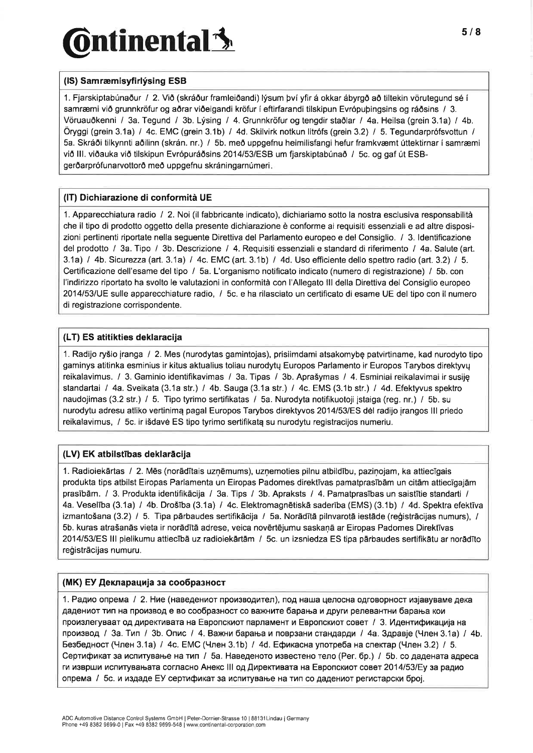## (IS) Samræmisyfirlýsing ESB

1. Fjarskiptabúnaður / 2. Við (skráður framleiðandi) lýsum því yfir á okkar ábyrgð að tiltekin vörutegund sé í samræmi við grunnkröfur og aðrar viðeigandi kröfur í eftirfarandi tilskipun Evrópuþingsins og ráðsins / 3. Vöruauðkenni / 3a. Tegund / 3b. Lýsing / 4. Grunnkröfur og tengdir staðlar / 4a. Heilsa (grein 3.1a) / 4b. Öryggi (grein 3.1a) / 4c. EMC (grein 3.1b) / 4d. Skilvirk notkun litrófs (grein 3.2) / 5. Tegundarprófsvottun / 5a. Skráði tilkynnti aðilinn (skrán. nr.) / 5b. með uppgefnu heimilisfangi hefur framkvæmt úttektirnar í samræmi við III. viðauka við tilskipun Evrópuráðsins 2014/53/ESB um fjarskiptabúnað / 5c. og gaf út ESB-gerðarprófunarvottorð með uppgefnu skráningarnúmeri.

## (IT) Dichiarazione di conformità UE

1. Apparecchiatura radio / 2. Noi (il fabbricante indicato), dichiariamo sotto la nostra esclusiva responsabilità che il tipo di prodotto oggetto della presente dichiarazione è conforme ai requisiti essenziali e ad altre disposizioni pertinenti riportate nella seguente Direttiva del Parlamento europeo e del Consiglio. / 3. Identificazione del prodotto / 3a. Tipo / 3b. Descrizione / 4. Requisiti essenziali e standard di riferimento / 4a. Salute (art. 3.1a) / 4b. Sicurezza (art. 3.1a) / 4c. EMC (art. 3.1b) / 4d. Uso efficiente dello spettro radio (art. 3.2) / 5. Certificazione dell'esame del tipo / 5a. L'organismo notificato indicato (numero di registrazione) / 5b. con l'indirizzo riportato ha svolto le valutazioni in conformità con l'Allegato III della Direttiva del Consiglio europeo 2014/53/UE sulle apparecchiature radio, / 5c. e ha rilasciato un certificato di esame UE del tipo con il numero di registrazione corrispondente.

## (LT) ES atitikties deklaracija

1. Radijo ryšio įranga / 2. Mes (nurodytas gamintojas), prisiimdami atsakomybę patvirtiname, kad nurodyto tipo gaminys atitinka esminius ir kitus aktualius toliau nurodytų Europos Parlamento ir Europos Tarybos direktyvų reikalavimus. / 3. Gaminio identifikavimas / 3a. Tipas / 3b. Aprašymas / 4. Esminiai reikalavimai ir susiję standartai / 4a. Sveikata (3.1a str.) / 4b. Sauga (3.1a str.) / 4c. EMS (3.1b str.) / 4d. Efektyvus spektro naudojimas (3.2 str.) / 5. Tipo tyrimo sertifikatas / 5a. Nurodyta notifikuotoji įstaiga (reg. nr.) / 5b. su nurodytu adresu atliko vertinimą pagal Europos Tarybos direktyvos 2014/53/ES dėl radijo įrangos III priedo reikalavimus, / 5c. ir išdavė ES tipo tyrimo sertifikatą su nurodytu registracijos numeriu.

## (LV) EK atbilstības deklarācija

1. Radioiekārtas / 2. Mēs (norādītais uzņēmums), uzņemoties pilnu atbildību, paziņojam, ka attiecīgais produkta tips atbilst Eiropas Parlamenta un Eiropas Padomes direktīvas pamatprasībām un citām attiecīgajām prasībām. / 3. Produkta identifikācija / 3a. Tips / 3b. Apraksts / 4. Pamatprasības un saistītie standarti / 4a. Veselība (3.1a) / 4b. Drošība (3.1a) / 4c. Elektromagnētiskā saderība (EMS) (3.1b) / 4d. Spektra efektīva izmantošana (3.2) / 5. Tipa pārbaudes sertifikācija / 5a. Norādītā pilnvarotā iestāde (reģistrācijas numurs), / 5b. kuras atrašanās vieta ir norādītā adrese, veica novērtējumu saskaņā ar Eiropas Padomes Direktīvas 2014/53/ES III pielikumu attiecībā uz radioiekārtām / 5c. un izsniedza ES tipa pārbaudes sertifikātu ar norādīto reģistrācijas numuru.

## (MK) ЕУ Декларација за сообразност

1. Радио опрема / 2. Ние (наведениот производител), под наша целосна одговорност изјавуваме дека дадениот тип на производ е во сообразност со важните барања и други релевантни барања кои произлегуваат од директивата на Европскиот парламент и Европскиот совет / 3. Идентификација на производ / 3a. Тип / 3b. Опис / 4. Важни барања и поврзани стандарди / 4a. Здравје (Член 3.1a) / 4b. Безбедност (Член 3.1a) / 4c. EMC (Член 3.1b) / 4d. Ефикасна употреба на спектар (Член 3.2) / 5. Сертификат за испитување на тип / 5a. Наведеното известено тело (Рег. бр.) / 5b. со дадената адреса ги изврши испитувањата согласно Анекс III од Директивата на Европскиот совет 2014/53/Еу за радио опрема / 5c. и издаде ЕУ сертификат за испитување на тип со дадениот регистарски број.

ADC Automotive Distance Control Systems GmbH | Peter-Dornier-Strasse 10 | 88131 Lindau | Germany
Phone +49 8382 9699-0 | Fax +49 8382 9699-548 | www.continental-corporation.com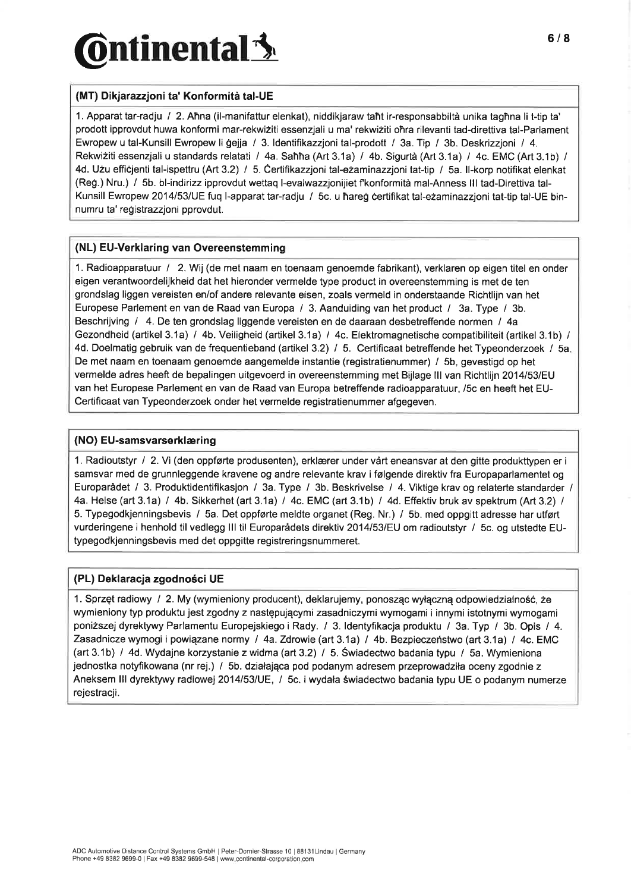## (MT) Dikjarazzjoni ta' Konformità tal-UE

1. Apparat tar-radju / 2. Aħna (il-manifattur elenkat), niddikjaraw taħt ir-responsabbiltà unika tagħna li t-tip ta' prodott ipprovdut huwa konformi mar-rekwiżiti essenzjali u ma' rekwiżiti oħra rilevanti tad-direttiva tal-Parlament Ewropew u tal-Kunsill Ewropew li ġejja / 3. Identifikazzjoni tal-prodott / 3a. Tip / 3b. Deskrizzjoni / 4. Rekwiżiti essenzjali u standards relatati / 4a. Saħħa (Art 3.1a) / 4b. Sigurtà (Art 3.1a) / 4c. EMC (Art 3.1b) / 4d. Użu effiċjenti tal-ispettru (Art 3.2) / 5. Ċertifikazzjoni tal-eżaminazzjoni tat-tip / 5a. Il-korp notifikat elenkat (Reġ.) Nru.) / 5b. bl-indirizz ipprovdut wettaq l-evalwazzjonijiet f'konformità mal-Anness III tad-Direttiva tal-Kunsill Ewropew 2014/53/UE fuq l-apparat tar-radju / 5c. u ħareġ ċertifikat tal-eżaminazzjoni tat-tip tal-UE bin-numru ta' reġistrazzjoni pprovdut.

## (NL) EU-Verklaring van Overeenstemming

1. Radioapparatuur / 2. Wij (de met naam en toenaam genoemde fabrikant), verklaren op eigen titel en onder eigen verantwoordelijkheid dat het hieronder vermelde type product in overeenstemming is met de ten grondslag liggen vereisten en/of andere relevante eisen, zoals vermeld in onderstaande Richtlijn van het Europese Parlement en van de Raad van Europa / 3. Aanduiding van het product / 3a. Type / 3b. Beschrijving / 4. De ten grondslag liggende vereisten en de daaraan desbetreffende normen / 4a Gezondheid (artikel 3.1a) / 4b. Veiligheid (artikel 3.1a) / 4c. Elektromagnetische compatibiliteit (artikel 3.1b) / 4d. Doelmatig gebruik van de frequentieband (artikel 3.2) / 5. Certificaat betreffende het Typeonderzoek / 5a. De met naam en toenaam genoemde aangemelde instantie (registratienummer) / 5b, gevestigd op het vermelde adres heeft de bepalingen uitgevoerd in overeenstemming met Bijlage III van Richtlijn 2014/53/EU van het Europese Parlement en van de Raad van Europa betreffende radioapparatuur, /5c en heeft het EU-Certificaat van Typeonderzoek onder het vermelde registratienummer afgegeven.

## (NO) EU-samsvarserklæring

1. Radioutstyr / 2. Vi (den oppførte produsenten), erklærer under vårt eneansvar at den gitte produkttypen er i samsvar med de grunnleggende kravene og andre relevante krav i følgende direktiv fra Europaparlamentet og Europarådet / 3. Produktidentifikasjon / 3a. Type / 3b. Beskrivelse / 4. Viktige krav og relaterte standarder / 4a. Helse (art 3.1a) / 4b. Sikkerhet (art 3.1a) / 4c. EMC (art 3.1b) / 4d. Effektiv bruk av spektrum (Art 3.2) / 5. Typegodkjenningsbevis / 5a. Det oppførte meldte organet (Reg. Nr.) / 5b. med oppgitt adresse har utført vurderingene i henhold til vedlegg III til Europarådets direktiv 2014/53/EU om radioutstyr / 5c. og utstedte EU-typegodkjenningsbevis med det oppgitte registreringsnummeret.

## (PL) Deklaracja zgodności UE

1. Sprzęt radiowy / 2. My (wymieniony producent), deklarujemy, ponosząc wyłączną odpowiedzialność, że wymieniony typ produktu jest zgodny z następującymi zasadniczymi wymogami i innymi istotnymi wymogami poniższej dyrektywy Parlamentu Europejskiego i Rady. / 3. Identyfikacja produktu / 3a. Typ / 3b. Opis / 4. Zasadnicze wymogi i powiązane normy / 4a. Zdrowie (art 3.1a) / 4b. Bezpieczeństwo (art 3.1a) / 4c. EMC (art 3.1b) / 4d. Wydajne korzystanie z widma (art 3.2) / 5. Świadectwo badania typu / 5a. Wymieniona jednostka notyfikowana (nr rej.) / 5b. działająca pod podanym adresem przeprowadziła oceny zgodnie z Aneksem III dyrektywy radiowej 2014/53/UE, / 5c. i wydała świadectwo badania typu UE o podanym numerze rejestracji.

ADC Automotive Distance Control Systems GmbH | Peter-Dornier-Strasse 10 | 88131 Lindau | Germany
Phone +49 8382 9699-0 | Fax +49 8382 9699-548 | www.continental-corporation.com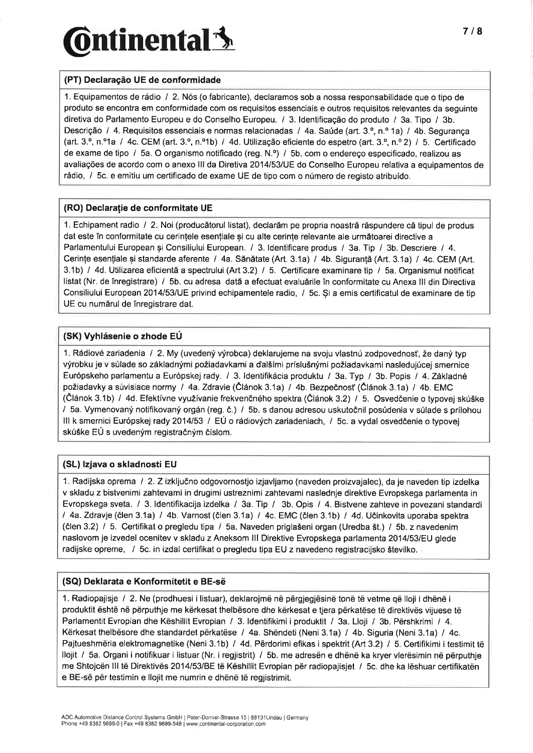## (PT) Declaração UE de conformidade

1. Equipamentos de rádio / 2. Nós (o fabricante), declaramos sob a nossa responsabilidade que o tipo de produto se encontra em conformidade com os requisitos essenciais e outros requisitos relevantes da seguinte diretiva do Parlamento Europeu e do Conselho Europeu. / 3. Identificação do produto / 3a. Tipo / 3b. Descrição / 4. Requisitos essenciais e normas relacionadas / 4a. Saúde (art. 3.°, n.° 1a) / 4b. Segurança (art. 3.°, n.°1a / 4c. CEM (art. 3.°, n.°1b) / 4d. Utilização eficiente do espetro (art. 3.°, n.° 2) / 5. Certificado de exame de tipo / 5a. O organismo notificado (reg. N.°) / 5b. com o endereço especificado, realizou as avaliações de acordo com o anexo III da Diretiva 2014/53/UE do Conselho Europeu relativa a equipamentos de rádio, / 5c. e emitiu um certificado de exame UE de tipo com o número de registo atribuído.

## (RO) Declarație de conformitate UE

1. Echipament radio / 2. Noi (producătorul listat), declarăm pe propria noastră răspundere că tipul de produs dat este în conformitate cu cerințele esențiale și cu alte cerințe relevante ale următoarei directive a Parlamentului European și Consiliului European. / 3. Identificare produs / 3a. Tip / 3b. Descriere / 4. Cerințe esențiale și standarde aferente / 4a. Sănătate (Art. 3.1a) / 4b. Siguranță (Art. 3.1a) / 4c. CEM (Art. 3.1b) / 4d. Utilizarea eficientă a spectrului (Art 3.2) / 5. Certificare examinare tip / 5a. Organismul notificat listat (Nr. de înregistrare) / 5b. cu adresa dată a efectuat evaluările în conformitate cu Anexa III din Directiva Consiliului European 2014/53/UE privind echipamentele radio, / 5c. Și a emis certificatul de examinare de tip UE cu numărul de înregistrare dat.

## (SK) Vyhlásenie o zhode EÚ

1. Rádiové zariadenia / 2. My (uvedený výrobca) deklarujeme na svoju vlastnú zodpovednosť, že daný typ výrobku je v súlade so základnými požiadavkami a ďalšími príslušnými požiadavkami nasledujúcej smernice Európskeho parlamentu a Európskej rady. / 3. Identifikácia produktu / 3a. Typ / 3b. Popis / 4. Základné požiadavky a súvisiace normy / 4a. Zdravie (Článok 3.1a) / 4b. Bezpečnosť (Článok 3.1a) / 4b. EMC (Článok 3.1b) / 4d. Efektívne využívanie frekvenčného spektra (Článok 3.2) / 5. Osvedčenie o typovej skúške / 5a. Vymenovaný notifikovaný orgán (reg. č.) / 5b. s danou adresou uskutočnil posúdenia v súlade s prílohou III k smernici Európskej rady 2014/53 / EÚ o rádiových zariadeniach, / 5c. a vydal osvedčenie o typovej skúške EÚ s uvedeným registračným číslom.

## (SL) Izjava o skladnosti EU

1. Radijska oprema / 2. Z izključno odgovornostjo izjavljamo (naveden proizvajalec), da je naveden tip izdelka v skladu z bistvenimi zahtevami in drugimi ustreznimi zahtevami naslednje direktive Evropskega parlamenta in Evropskega sveta. / 3. Identifikacija izdelka / 3a. Tip / 3b. Opis / 4. Bistvene zahteve in povezani standardi / 4a. Zdravje (člen 3.1a) / 4b. Varnost (člen 3.1a) / 4c. EMC (člen 3.1b) / 4d. Učinkovita uporaba spektra (člen 3.2) / 5. Certifikat o pregledu tipa / 5a. Naveden priglašeni organ (Uredba št.) / 5b. z navedenim naslovom je izvedel ocenitev v skladu z Aneksom III Direktive Evropskega parlamenta 2014/53/EU glede radijske opreme, / 5c. in izdal certifikat o pregledu tipa EU z navedeno registracijsko številko.

## (SQ) Deklarata e Konformitetit e BE-së

1. Radiopajisje / 2. Ne (prodhuesi i listuar), deklarojmë në përgjegjësinë tonë të vetme që lloji i dhënë i produktit është në përputhje me kërkesat thelbësore dhe kërkesat e tjera përkatëse të direktivës vijuese të Parlamentit Evropian dhe Këshillit Evropian / 3. Identifikimi i produktit / 3a. Lloji / 3b. Përshkrimi / 4. Kërkesat thelbësore dhe standardet përkatëse / 4a. Shëndeti (Neni 3.1a) / 4b. Siguria (Neni 3.1a) / 4c. Pajtueshmëria elektromagnetike (Neni 3.1b) / 4d. Përdorimi efikas i spektrit (Art 3.2) / 5. Certifikimi i testimit të llojit / 5a. Organi i notifikuar i listuar (Nr. i regjistrit) / 5b. me adresën e dhënë ka kryer vlerësimin në përputhje me Shtojcën III të Direktivës 2014/53/BE të Këshillit Evropian për radiopajisjet / 5c. dhe ka lëshuar certifikatën e BE-së për testimin e llojit me numrin e dhënë të regjistrimit.

ADC Automotive Distance Control Systems GmbH | Peter-Dornier-Strasse 10 | 88131Lindau | Germany
Phone +49 8382 9699-0 | Fax +49 8382 9699-548 | www.continental-corporation.com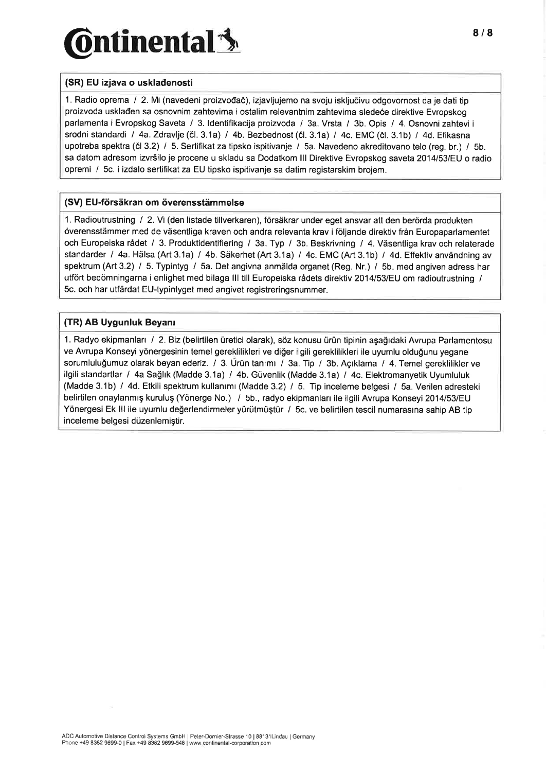## (SR) EU izjava o usklađenosti

1. Radio oprema / 2. Mi (navedeni proizvođač), izjavljujemo na svoju isključivu odgovornost da je dati tip proizvoda usklađen sa osnovnim zahtevima i ostalim relevantnim zahtevima sledeće direktive Evropskog parlamenta i Evropskog Saveta / 3. Identifikacija proizvoda / 3a. Vrsta / 3b. Opis / 4. Osnovni zahtevi i srodni standardi / 4a. Zdravlje (čl. 3.1a) / 4b. Bezbednost (čl. 3.1a) / 4c. EMC (čl. 3.1b) / 4d. Efikasna upotreba spektra (čl 3.2) / 5. Sertifikat za tipsko ispitivanje / 5a. Navedeno akreditovano telo (reg. br.) / 5b. sa datom adresom izvršilo je procene u skladu sa Dodatkom III Direktive Evropskog saveta 2014/53/EU o radio opremi / 5c. i izdalo sertifikat za EU tipsko ispitivanje sa datim registarskim brojem.

## (SV) EU-försäkran om överensstämmelse

1. Radioutrustning / 2. Vi (den listade tillverkaren), försäkrar under eget ansvar att den berörda produkten överensstämmer med de väsentliga kraven och andra relevanta krav i följande direktiv från Europaparlamentet och Europeiska rådet / 3. Produktidentifiering / 3a. Typ / 3b. Beskrivning / 4. Väsentliga krav och relaterade standarder / 4a. Hälsa (Art 3.1a) / 4b. Säkerhet (Art 3.1a) / 4c. EMC (Art 3.1b) / 4d. Effektiv användning av spektrum (Art 3.2) / 5. Typintyg / 5a. Det angivna anmälda organet (Reg. Nr.) / 5b. med angiven adress har utfört bedömningarna i enlighet med bilaga III till Europeiska rådets direktiv 2014/53/EU om radioutrustning / 5c. och har utfärdat EU-typintyget med angivet registreringsnummer.

## (TR) AB Uygunluk Beyanı

1. Radyo ekipmanları / 2. Biz (belirtilen üretici olarak), söz konusu ürün tipinin aşağıdaki Avrupa Parlamentosu ve Avrupa Konseyi yönergesinin temel gereklilikleri ve diğer ilgili gereklilikleri ile uyumlu olduğunu yegane sorumluluğumuz olarak beyan ederiz. / 3. Ürün tanımı / 3a. Tip / 3b. Açıklama / 4. Temel gereklilikler ve ilgili standartlar / 4a Sağlık (Madde 3.1a) / 4b. Güvenlik (Madde 3.1a) / 4c. Elektromanyetik Uyumluluk (Madde 3.1b) / 4d. Etkili spektrum kullanımı (Madde 3.2) / 5. Tip inceleme belgesi / 5a. Verilen adresteki belirtilen onaylanmış kuruluş (Yönerge No.) / 5b., radyo ekipmanları ile ilgili Avrupa Konseyi 2014/53/EU Yönergesi Ek III ile uyumlu değerlendirmeler yürütmüştür / 5c. ve belirtilen tescil numarasına sahip AB tip inceleme belgesi düzenlemiştir.